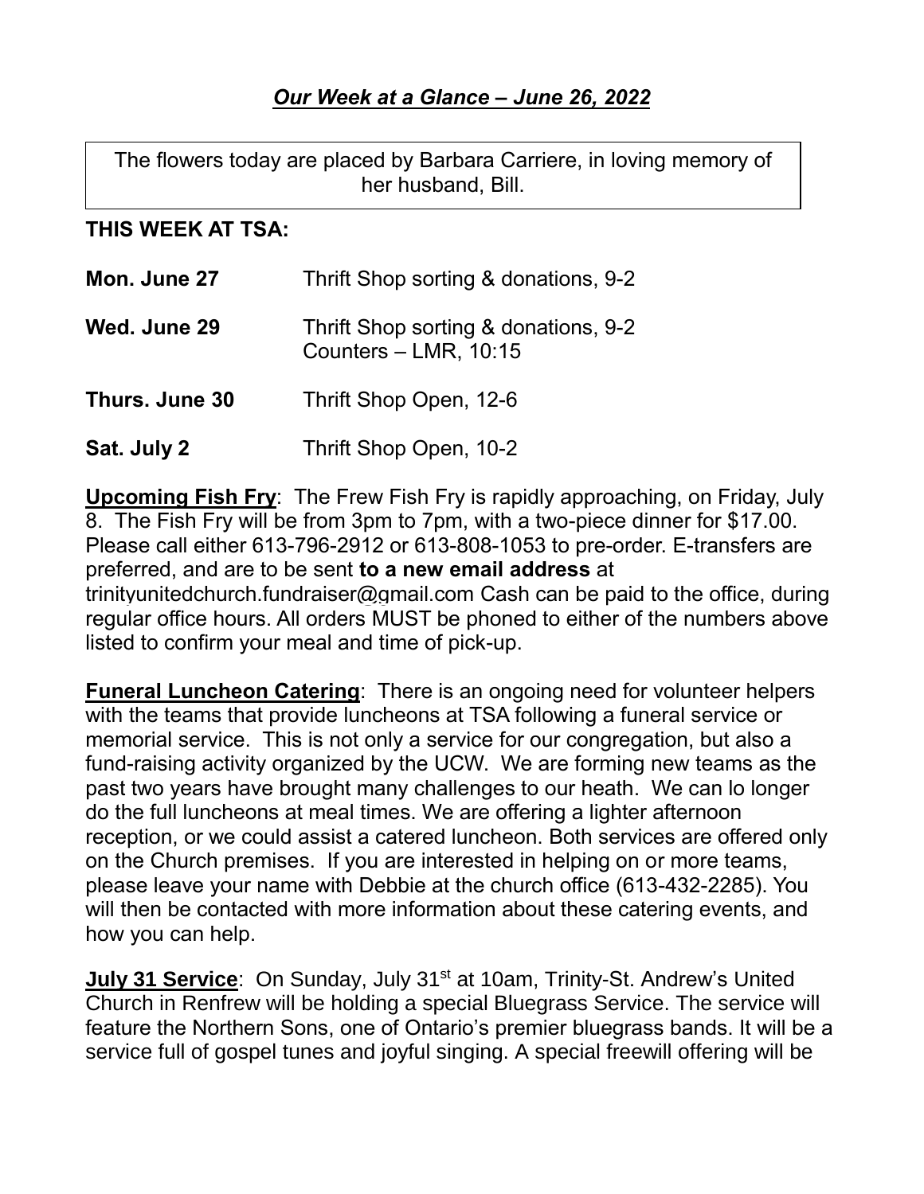## ***Our Week at a Glance – June 26, 2022***

The flowers today are placed by Barbara Carriere, in loving memory of her husband, Bill.

**THIS WEEK AT TSA:**

| | |
|---|---|
| **Mon. June 27** | Thrift Shop sorting & donations, 9-2 |
| **Wed. June 29** | Thrift Shop sorting & donations, 9-2<br>Counters – LMR, 10:15 |
| **Thurs. June 30** | Thrift Shop Open, 12-6 |
| **Sat. July 2** | Thrift Shop Open, 10-2 |

**Upcoming Fish Fry**: The Frew Fish Fry is rapidly approaching, on Friday, July 8. The Fish Fry will be from 3pm to 7pm, with a two-piece dinner for $17.00. Please call either 613-796-2912 or 613-808-1053 to pre-order. E-transfers are preferred, and are to be sent **to a new email address** at trinityunitedchurch.fundraiser@gmail.com Cash can be paid to the office, during regular office hours. All orders MUST be phoned to either of the numbers above listed to confirm your meal and time of pick-up.

**Funeral Luncheon Catering**: There is an ongoing need for volunteer helpers with the teams that provide luncheons at TSA following a funeral service or memorial service. This is not only a service for our congregation, but also a fund-raising activity organized by the UCW. We are forming new teams as the past two years have brought many challenges to our heath. We can lo longer do the full luncheons at meal times. We are offering a lighter afternoon reception, or we could assist a catered luncheon. Both services are offered only on the Church premises. If you are interested in helping on or more teams, please leave your name with Debbie at the church office (613-432-2285). You will then be contacted with more information about these catering events, and how you can help.

**July 31 Service**: On Sunday, July 31st at 10am, Trinity-St. Andrew's United Church in Renfrew will be holding a special Bluegrass Service. The service will feature the Northern Sons, one of Ontario's premier bluegrass bands. It will be a service full of gospel tunes and joyful singing. A special freewill offering will be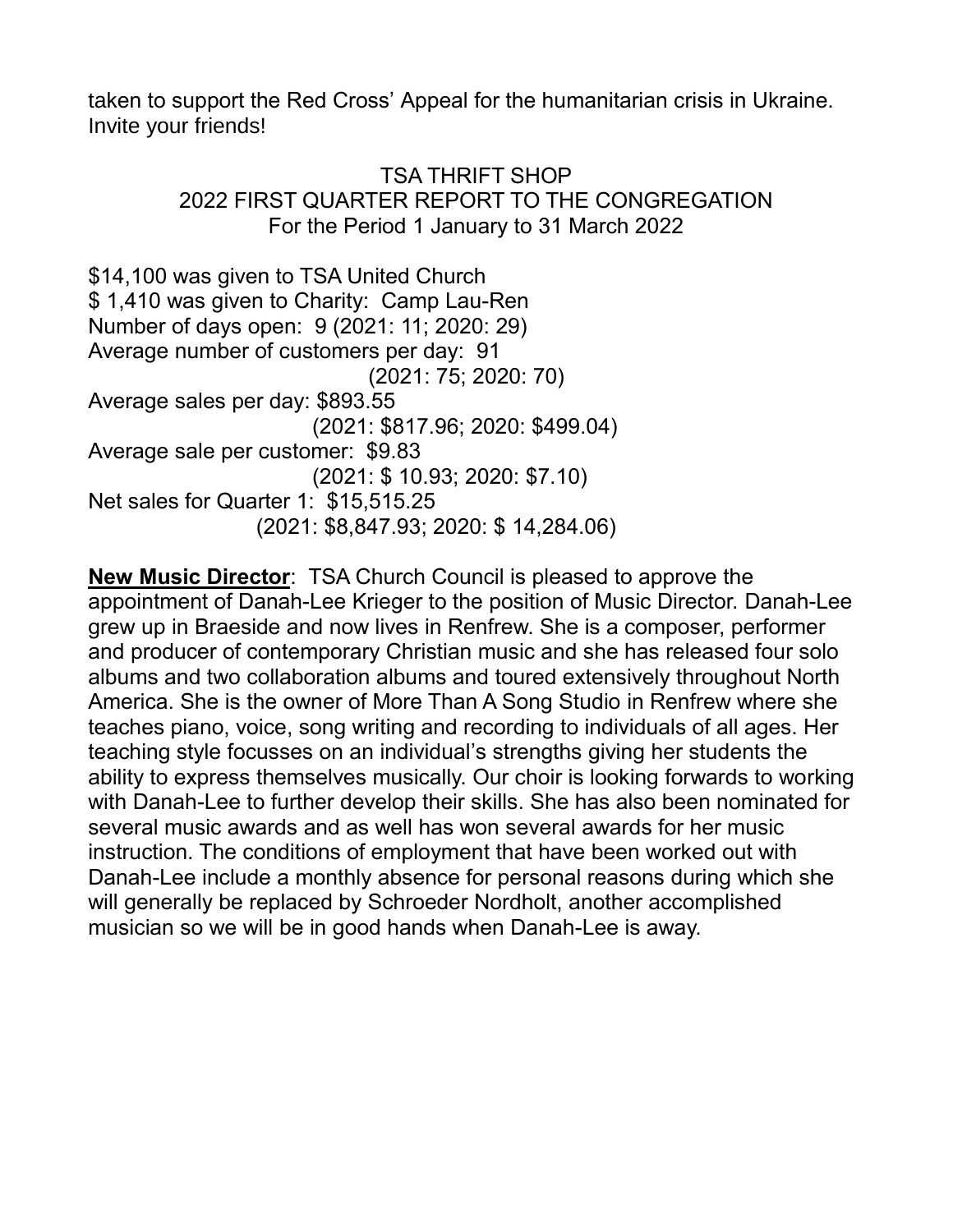taken to support the Red Cross' Appeal for the humanitarian crisis in Ukraine. Invite your friends!

TSA THRIFT SHOP
2022 FIRST QUARTER REPORT TO THE CONGREGATION
For the Period 1 January to 31 March 2022

$14,100 was given to TSA United Church
$ 1,410 was given to Charity: Camp Lau-Ren
Number of days open: 9 (2021: 11; 2020: 29)
Average number of customers per day: 91
(2021: 75; 2020: 70)
Average sales per day: $893.55
(2021: $817.96; 2020: $499.04)
Average sale per customer: $9.83
(2021: $ 10.93; 2020: $7.10)
Net sales for Quarter 1: $15,515.25
(2021: $8,847.93; 2020: $ 14,284.06)

**New Music Director**: TSA Church Council is pleased to approve the appointment of Danah-Lee Krieger to the position of Music Director. Danah-Lee grew up in Braeside and now lives in Renfrew. She is a composer, performer and producer of contemporary Christian music and she has released four solo albums and two collaboration albums and toured extensively throughout North America. She is the owner of More Than A Song Studio in Renfrew where she teaches piano, voice, song writing and recording to individuals of all ages. Her teaching style focusses on an individual's strengths giving her students the ability to express themselves musically. Our choir is looking forwards to working with Danah-Lee to further develop their skills. She has also been nominated for several music awards and as well has won several awards for her music instruction. The conditions of employment that have been worked out with Danah-Lee include a monthly absence for personal reasons during which she will generally be replaced by Schroeder Nordholt, another accomplished musician so we will be in good hands when Danah-Lee is away.